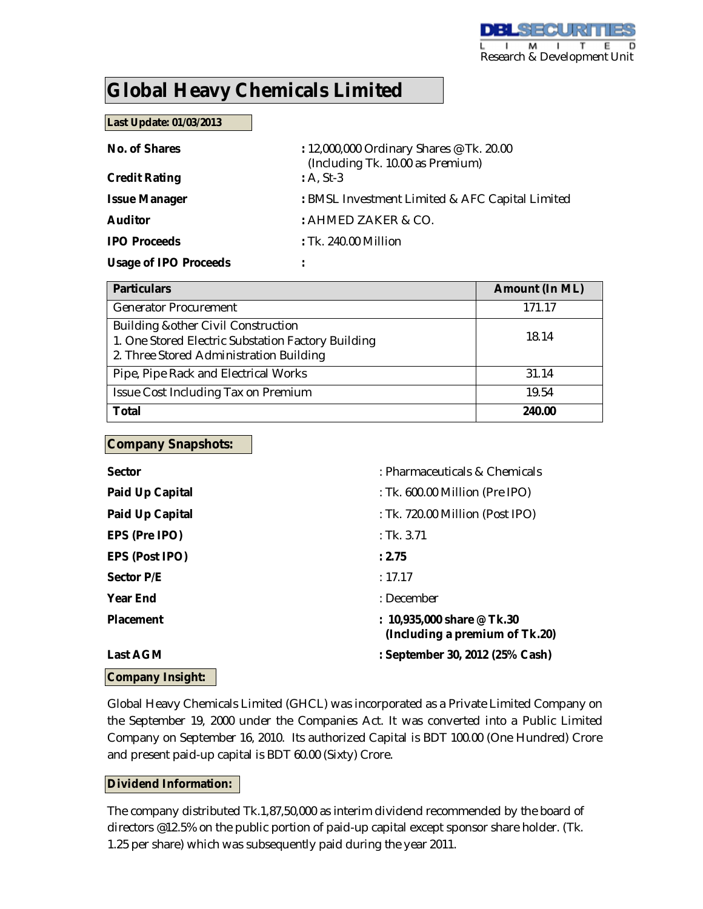# Global Heavy Chemicals Limited

**Last Update: 01/03/2013**

**No. of Shares** : 12,000,000 Ordinary Shares @ Tk. 20.00 (Including Tk. 10.00 as Premium)

**Credit Rating** : A, St-3

**Issue Manager** : BMSL Investment Limited & AFC Capital Limited

**Auditor** : AHMED ZAKER & CO.

**IPO Proceeds** : Tk. 240.00 Million

**Usage of IPO Proceeds** :

| Particulars | Amount (In ML) |
|---|---|
| Generator Procurement | 171.17 |
| Building &other Civil Construction<br>1. One Stored Electric Substation Factory Building<br>2. Three Stored Administration Building | 18.14 |
| Pipe, Pipe Rack and Electrical Works | 31.14 |
| Issue Cost Including Tax on Premium | 19.54 |
| **Total** | **240.00** |

## Company Snapshots:

**Sector** : Pharmaceuticals & Chemicals

**Paid Up Capital** : Tk. 600.00 Million (Pre IPO)

**Paid Up Capital** : Tk. 720.00 Million (Post IPO)

**EPS (Pre IPO)** : Tk. 3.71

**EPS (Post IPO)** : **2.75**

**Sector P/E** : 17.17

**Year End** : December

**Placement** : **10,935,000 share @ Tk.30 (Including a premium of Tk.20)**

**Last AGM** : **September 30, 2012 (25% Cash)**

## Company Insight:

Global Heavy Chemicals Limited (GHCL) was incorporated as a Private Limited Company on the September 19, 2000 under the Companies Act. It was converted into a Public Limited Company on September 16, 2010. Its authorized Capital is BDT 100.00 (One Hundred) Crore and present paid-up capital is BDT 60.00 (Sixty) Crore.

## Dividend Information:

The company distributed Tk.1,87,50,000 as interim dividend recommended by the board of directors @12.5% on the public portion of paid-up capital except sponsor share holder. (Tk. 1.25 per share) which was subsequently paid during the year 2011.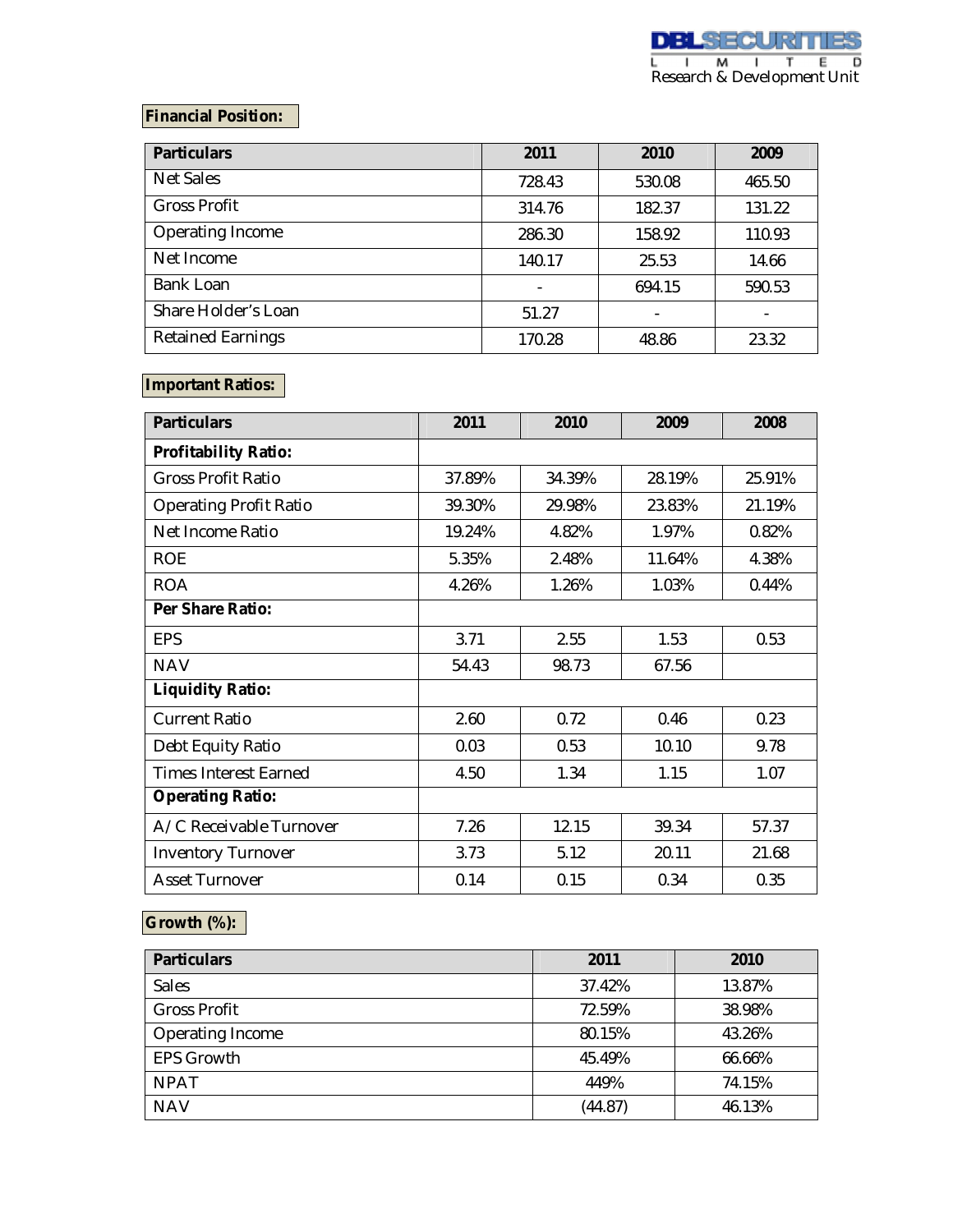## Financial Position:

| Particulars | 2011 | 2010 | 2009 |
|---|---|---|---|
| Net Sales | 728.43 | 530.08 | 465.50 |
| Gross Profit | 314.76 | 182.37 | 131.22 |
| Operating Income | 286.30 | 158.92 | 110.93 |
| Net Income | 140.17 | 25.53 | 14.66 |
| Bank Loan | - | 694.15 | 590.53 |
| Share Holder's Loan | 51.27 | - | - |
| Retained Earnings | 170.28 | 48.86 | 23.32 |

## Important Ratios:

| Particulars | 2011 | 2010 | 2009 | 2008 |
|---|---|---|---|---|
| **Profitability Ratio:** | | | | |
| Gross Profit Ratio | 37.89% | 34.39% | 28.19% | 25.91% |
| Operating Profit Ratio | 39.30% | 29.98% | 23.83% | 21.19% |
| Net Income Ratio | 19.24% | 4.82% | 1.97% | 0.82% |
| ROE | 5.35% | 2.48% | 11.64% | 4.38% |
| ROA | 4.26% | 1.26% | 1.03% | 0.44% |
| **Per Share Ratio:** | | | | |
| EPS | 3.71 | 2.55 | 1.53 | 0.53 |
| NAV | 54.43 | 98.73 | 67.56 | |
| **Liquidity Ratio:** | | | | |
| Current Ratio | 2.60 | 0.72 | 0.46 | 0.23 |
| Debt Equity Ratio | 0.03 | 0.53 | 10.10 | 9.78 |
| Times Interest Earned | 4.50 | 1.34 | 1.15 | 1.07 |
| **Operating Ratio:** | | | | |
| A/C Receivable Turnover | 7.26 | 12.15 | 39.34 | 57.37 |
| Inventory Turnover | 3.73 | 5.12 | 20.11 | 21.68 |
| Asset Turnover | 0.14 | 0.15 | 0.34 | 0.35 |

## Growth (%):

| Particulars | 2011 | 2010 |
|---|---|---|
| Sales | 37.42% | 13.87% |
| Gross Profit | 72.59% | 38.98% |
| Operating Income | 80.15% | 43.26% |
| EPS Growth | 45.49% | 66.66% |
| NPAT | 449% | 74.15% |
| NAV | (44.87) | 46.13% |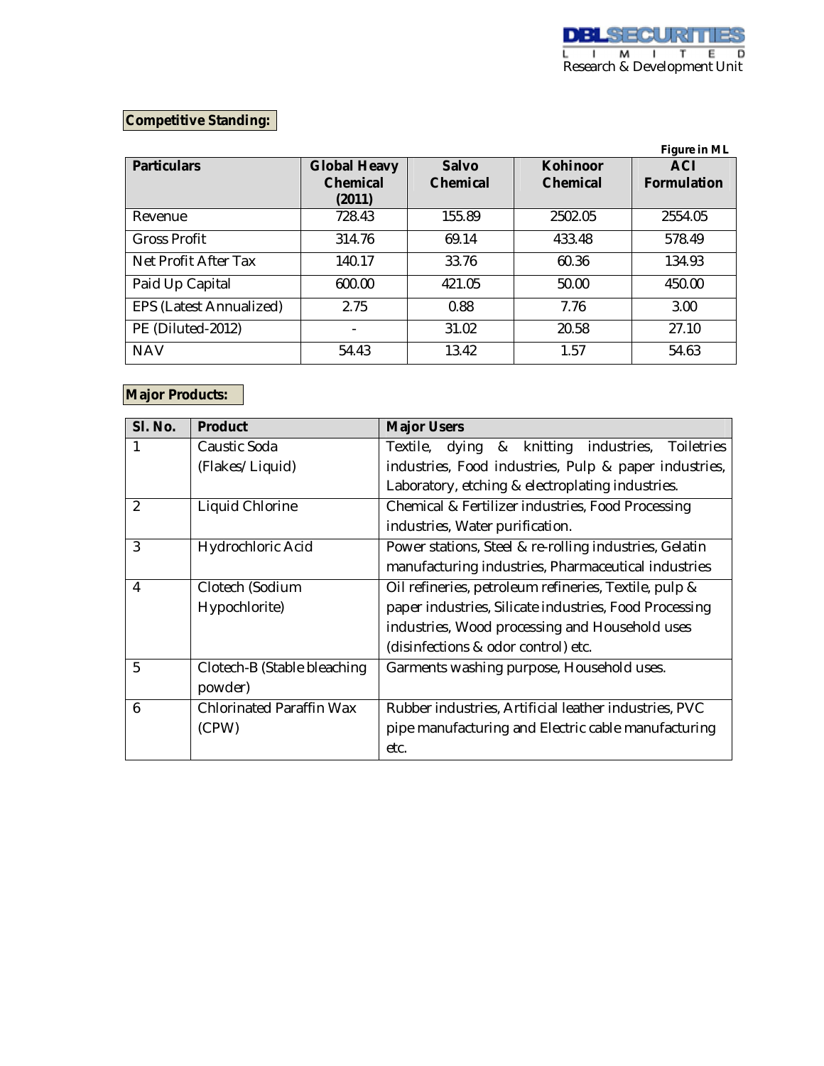## Competitive Standing:

Figure in ML

| Particulars | Global Heavy Chemical (2011) | Salvo Chemical | Kohinoor Chemical | ACI Formulation |
|---|---|---|---|---|
| Revenue | 728.43 | 155.89 | 2502.05 | 2554.05 |
| Gross Profit | 314.76 | 69.14 | 433.48 | 578.49 |
| Net Profit After Tax | 140.17 | 33.76 | 60.36 | 134.93 |
| Paid Up Capital | 600.00 | 421.05 | 50.00 | 450.00 |
| EPS (Latest Annualized) | 2.75 | 0.88 | 7.76 | 3.00 |
| PE (Diluted-2012) | - | 31.02 | 20.58 | 27.10 |
| NAV | 54.43 | 13.42 | 1.57 | 54.63 |

## Major Products:

| Sl. No. | Product | Major Users |
|---|---|---|
| 1 | Caustic Soda (Flakes/Liquid) | Textile, dying & knitting industries, Toiletries industries, Food industries, Pulp & paper industries, Laboratory, etching & electroplating industries. |
| 2 | Liquid Chlorine | Chemical & Fertilizer industries, Food Processing industries, Water purification. |
| 3 | Hydrochloric Acid | Power stations, Steel & re-rolling industries, Gelatin manufacturing industries, Pharmaceutical industries |
| 4 | Clotech (Sodium Hypochlorite) | Oil refineries, petroleum refineries, Textile, pulp & paper industries, Silicate industries, Food Processing industries, Wood processing and Household uses (disinfections & odor control) etc. |
| 5 | Clotech-B (Stable bleaching powder) | Garments washing purpose, Household uses. |
| 6 | Chlorinated Paraffin Wax (CPW) | Rubber industries, Artificial leather industries, PVC pipe manufacturing and Electric cable manufacturing etc. |